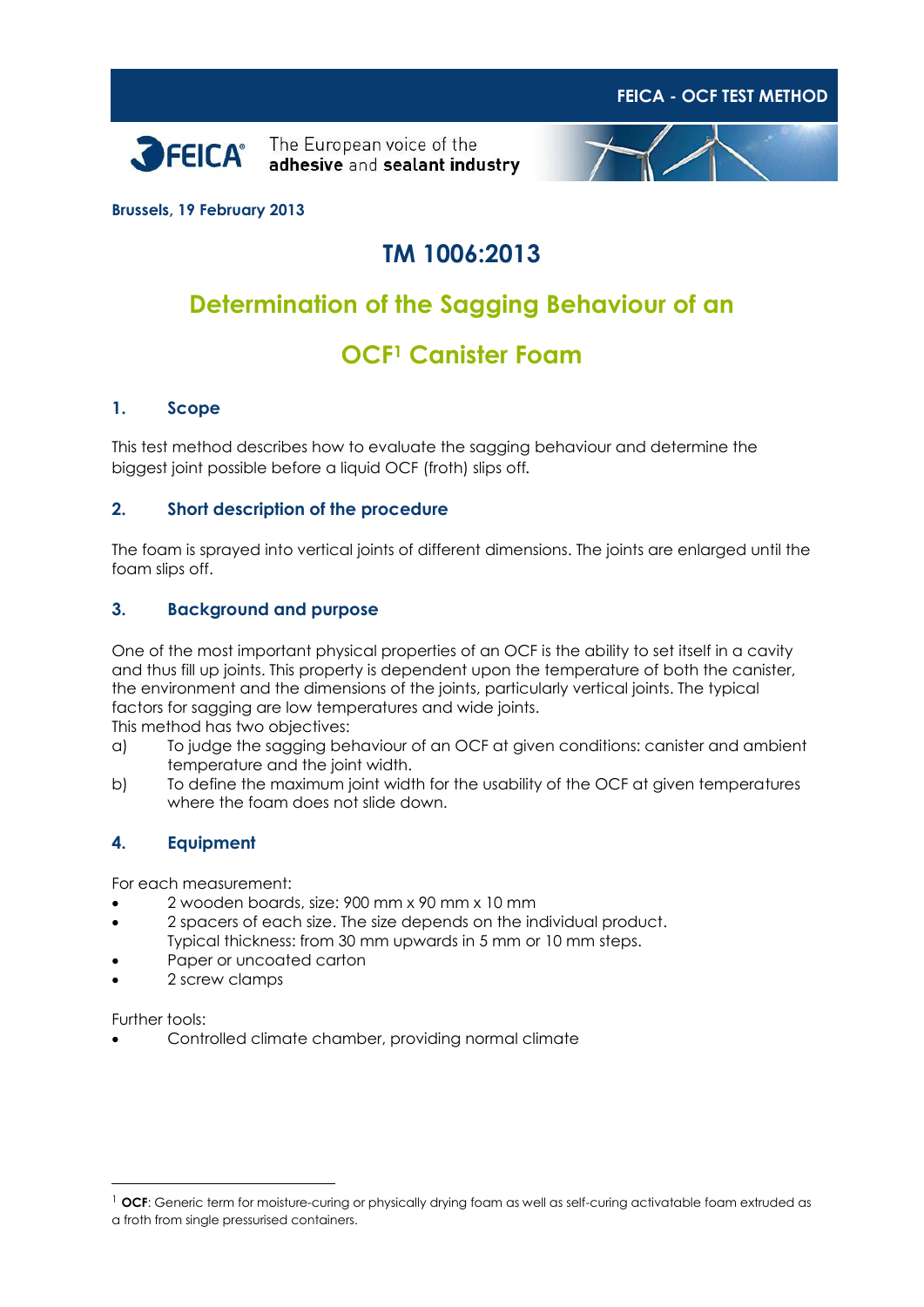FEICA - OCF TEST METHOD

FEICA® The European voice of the **adhesive** and **sealant industry**

**Brussels, 19 February 2013**

# TM 1006:2013

# Determination of the Sagging Behaviour of an OCF[1] Canister Foam

## 1. Scope

This test method describes how to evaluate the sagging behaviour and determine the biggest joint possible before a liquid OCF (froth) slips off.

## 2. Short description of the procedure

The foam is sprayed into vertical joints of different dimensions. The joints are enlarged until the foam slips off.

## 3. Background and purpose

One of the most important physical properties of an OCF is the ability to set itself in a cavity and thus fill up joints. This property is dependent upon the temperature of both the canister, the environment and the dimensions of the joints, particularly vertical joints. The typical factors for sagging are low temperatures and wide joints.

This method has two objectives:

a) To judge the sagging behaviour of an OCF at given conditions: canister and ambient temperature and the joint width.

b) To define the maximum joint width for the usability of the OCF at given temperatures where the foam does not slide down.

## 4. Equipment

For each measurement:

- 2 wooden boards, size: 900 mm x 90 mm x 10 mm
- 2 spacers of each size. The size depends on the individual product. Typical thickness: from 30 mm upwards in 5 mm or 10 mm steps.
- Paper or uncoated carton
- 2 screw clamps

Further tools:

- Controlled climate chamber, providing normal climate

---

[1] **OCF**: Generic term for moisture-curing or physically drying foam as well as self-curing activatable foam extruded as a froth from single pressurised containers.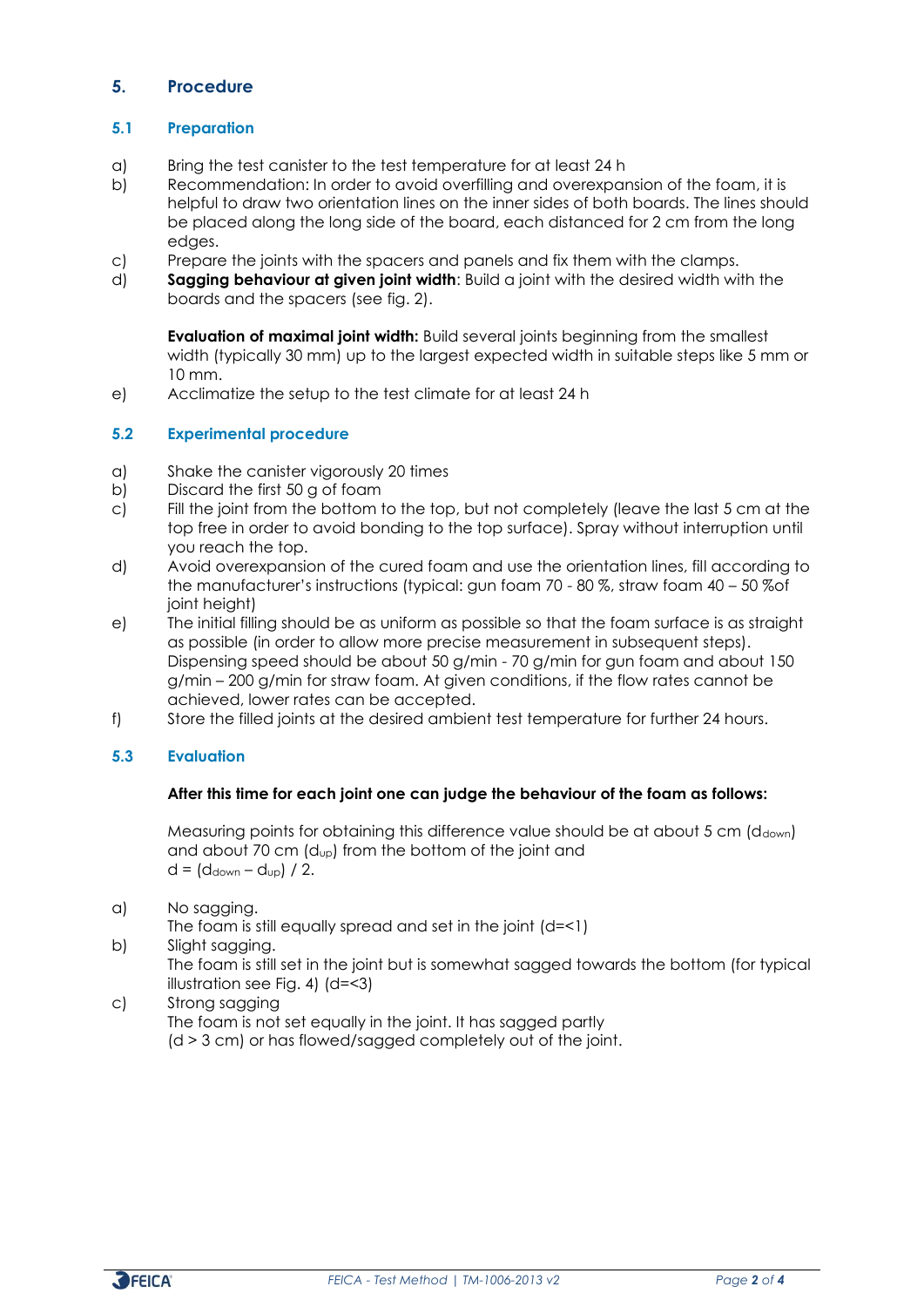## 5. Procedure

### 5.1 Preparation

a) Bring the test canister to the test temperature for at least 24 h

b) Recommendation: In order to avoid overfilling and overexpansion of the foam, it is helpful to draw two orientation lines on the inner sides of both boards. The lines should be placed along the long side of the board, each distanced for 2 cm from the long edges.

c) Prepare the joints with the spacers and panels and fix them with the clamps.

d) **Sagging behaviour at given joint width**: Build a joint with the desired width with the boards and the spacers (see fig. 2).

   **Evaluation of maximal joint width:** Build several joints beginning from the smallest width (typically 30 mm) up to the largest expected width in suitable steps like 5 mm or 10 mm.

e) Acclimatize the setup to the test climate for at least 24 h

### 5.2 Experimental procedure

a) Shake the canister vigorously 20 times

b) Discard the first 50 g of foam

c) Fill the joint from the bottom to the top, but not completely (leave the last 5 cm at the top free in order to avoid bonding to the top surface). Spray without interruption until you reach the top.

d) Avoid overexpansion of the cured foam and use the orientation lines, fill according to the manufacturer's instructions (typical: gun foam 70 - 80 %, straw foam 40 – 50 %of joint height)

e) The initial filling should be as uniform as possible so that the foam surface is as straight as possible (in order to allow more precise measurement in subsequent steps). Dispensing speed should be about 50 g/min - 70 g/min for gun foam and about 150 g/min – 200 g/min for straw foam. At given conditions, if the flow rates cannot be achieved, lower rates can be accepted.

f) Store the filled joints at the desired ambient test temperature for further 24 hours.

### 5.3 Evaluation

**After this time for each joint one can judge the behaviour of the foam as follows:**

Measuring points for obtaining this difference value should be at about 5 cm ($d_{down}$) and about 70 cm ($d_{up}$) from the bottom of the joint and $d = (d_{down} – d_{up}) / 2$.

a) No sagging.
   The foam is still equally spread and set in the joint (d=<1)

b) Slight sagging.
   The foam is still set in the joint but is somewhat sagged towards the bottom (for typical illustration see Fig. 4) (d=<3)

c) Strong sagging
   The foam is not set equally in the joint. It has sagged partly (d > 3 cm) or has flowed/sagged completely out of the joint.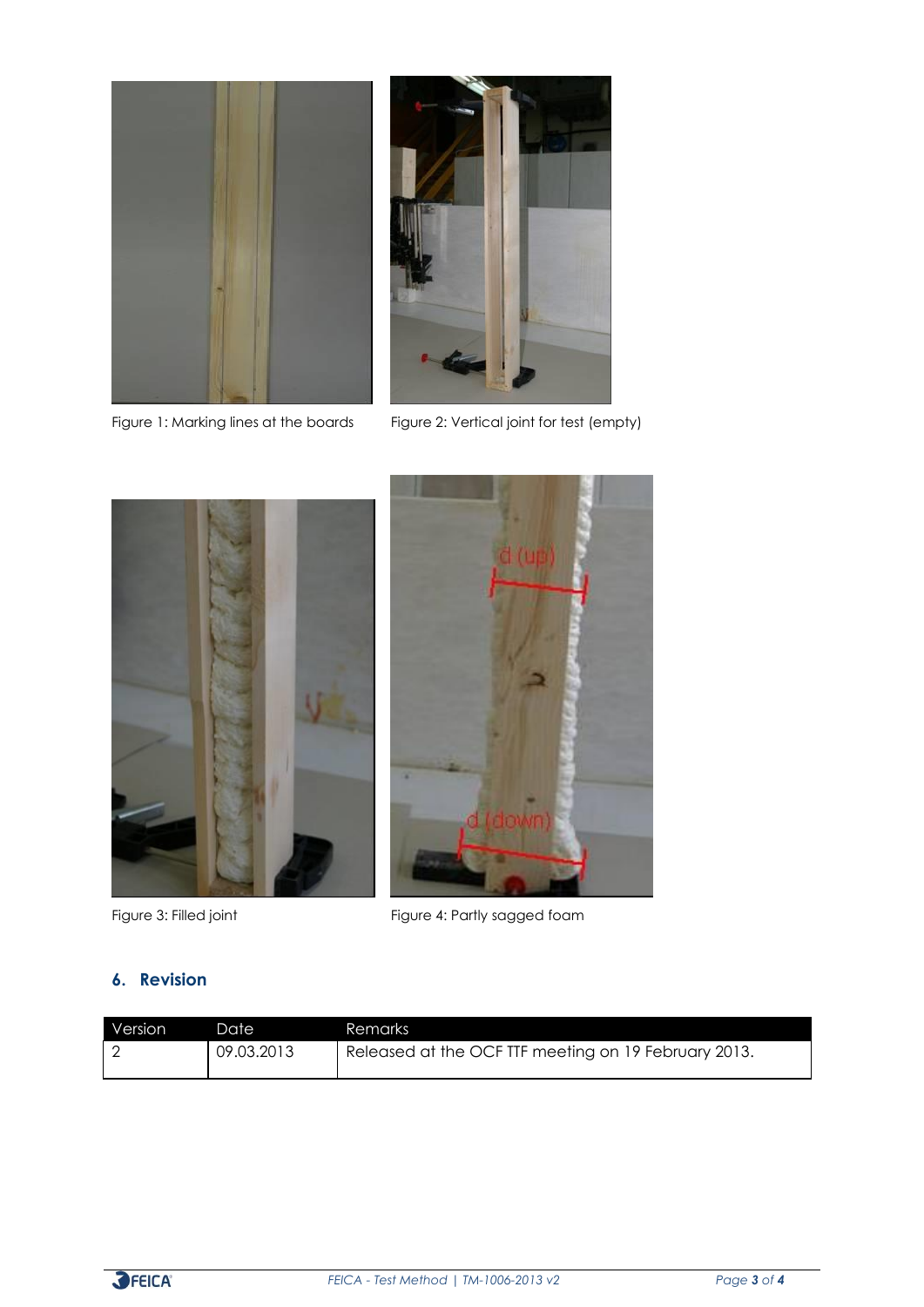Figure 1: Marking lines at the boards

Figure 2: Vertical joint for test (empty)

Figure 3: Filled joint

Figure 4: Partly sagged foam

## 6. Revision

| Version | Date | Remarks |
|---|---|---|
| 2 | 09.03.2013 | Released at the OCF TTF meeting on 19 February 2013. |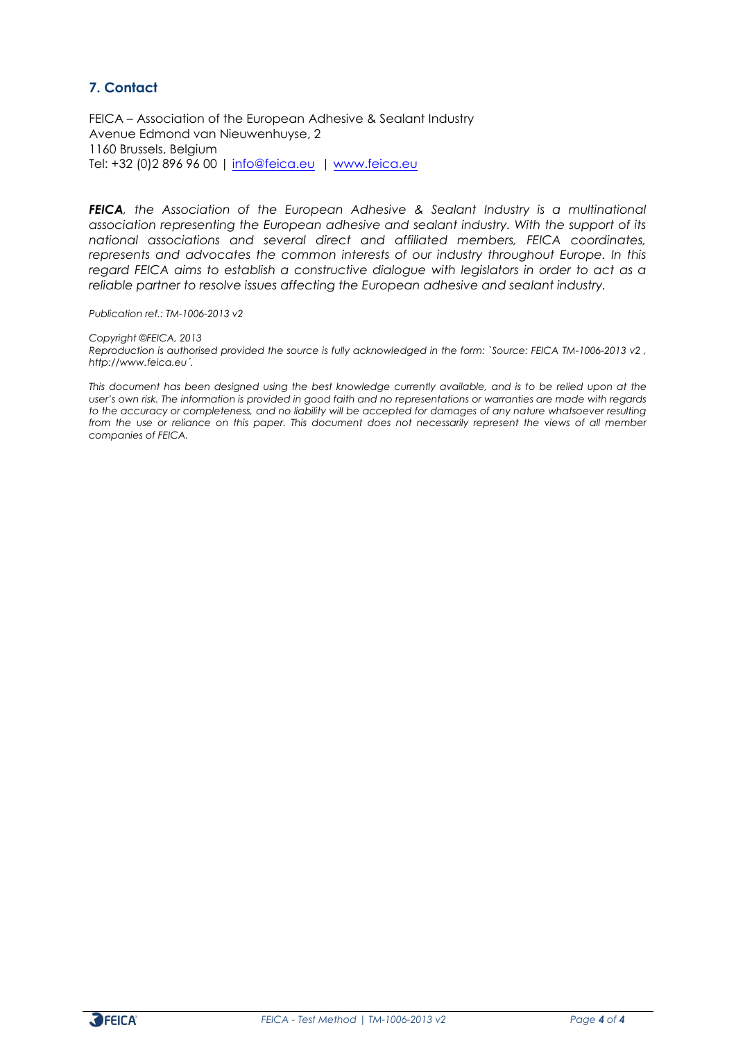## 7. Contact

FEICA – Association of the European Adhesive & Sealant Industry
Avenue Edmond van Nieuwenhuyse, 2
1160 Brussels, Belgium
Tel: +32 (0)2 896 96 00 | info@feica.eu | www.feica.eu

***FEICA****, the Association of the European Adhesive & Sealant Industry is a multinational association representing the European adhesive and sealant industry. With the support of its national associations and several direct and affiliated members, FEICA coordinates, represents and advocates the common interests of our industry throughout Europe. In this regard FEICA aims to establish a constructive dialogue with legislators in order to act as a reliable partner to resolve issues affecting the European adhesive and sealant industry.*

*Publication ref.: TM-1006-2013 v2*

*Copyright ©FEICA, 2013*
*Reproduction is authorised provided the source is fully acknowledged in the form: `Source: FEICA TM-1006-2013 v2 , http://www.feica.eu´.*

*This document has been designed using the best knowledge currently available, and is to be relied upon at the user's own risk. The information is provided in good faith and no representations or warranties are made with regards to the accuracy or completeness, and no liability will be accepted for damages of any nature whatsoever resulting from the use or reliance on this paper. This document does not necessarily represent the views of all member companies of FEICA.*